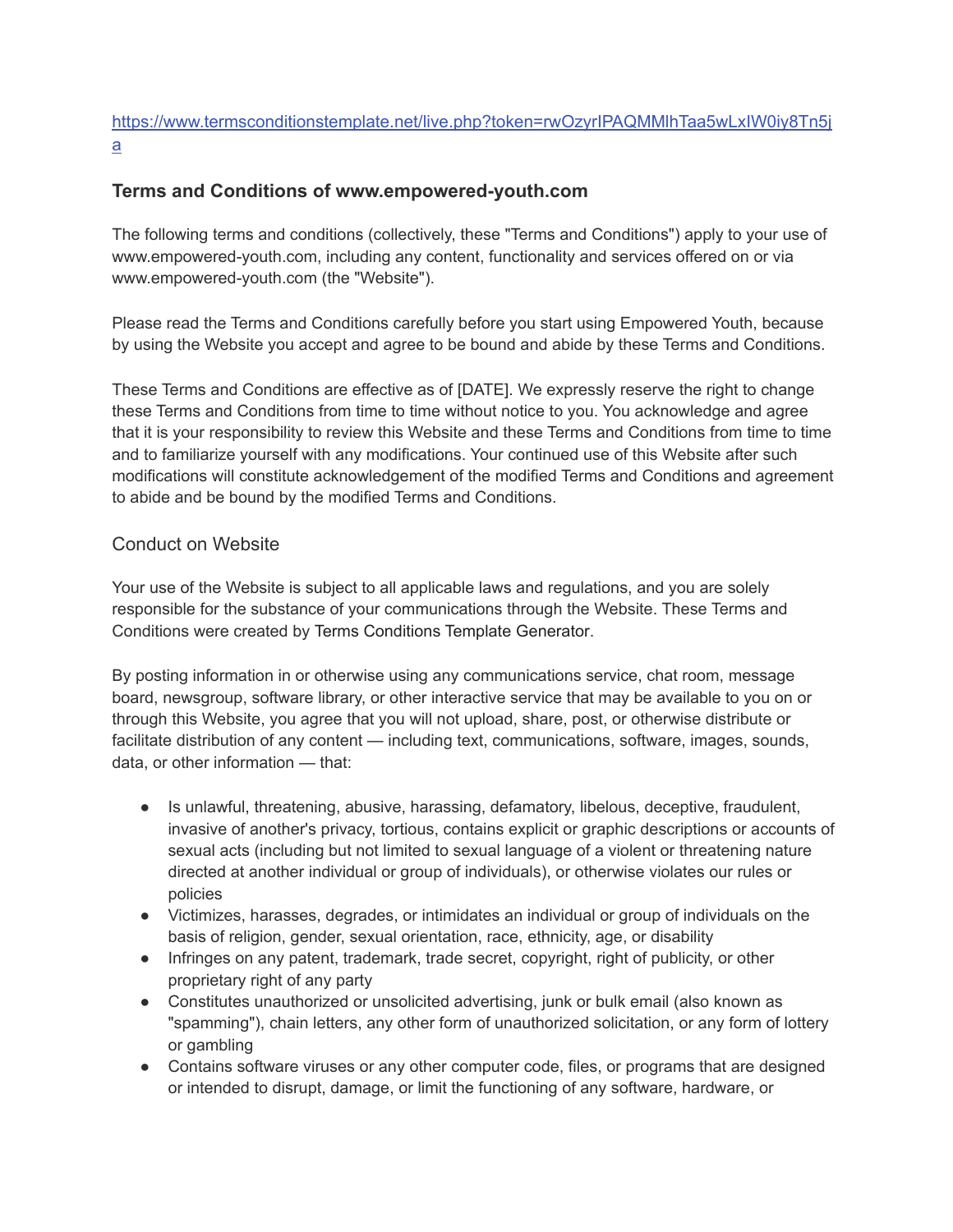https://www.termsconditionstemplate.net/live.php?token=rwOzyrIPAQMMlhTaa5wLxIW0iy8Tn5ja

### Terms and Conditions of www.empowered-youth.com

The following terms and conditions (collectively, these "Terms and Conditions") apply to your use of www.empowered-youth.com, including any content, functionality and services offered on or via www.empowered-youth.com (the "Website").

Please read the Terms and Conditions carefully before you start using Empowered Youth, because by using the Website you accept and agree to be bound and abide by these Terms and Conditions.

These Terms and Conditions are effective as of [DATE]. We expressly reserve the right to change these Terms and Conditions from time to time without notice to you. You acknowledge and agree that it is your responsibility to review this Website and these Terms and Conditions from time to time and to familiarize yourself with any modifications. Your continued use of this Website after such modifications will constitute acknowledgement of the modified Terms and Conditions and agreement to abide and be bound by the modified Terms and Conditions.

#### Conduct on Website

Your use of the Website is subject to all applicable laws and regulations, and you are solely responsible for the substance of your communications through the Website. These Terms and Conditions were created by Terms Conditions Template Generator.

By posting information in or otherwise using any communications service, chat room, message board, newsgroup, software library, or other interactive service that may be available to you on or through this Website, you agree that you will not upload, share, post, or otherwise distribute or facilitate distribution of any content — including text, communications, software, images, sounds, data, or other information — that:

- Is unlawful, threatening, abusive, harassing, defamatory, libelous, deceptive, fraudulent, invasive of another's privacy, tortious, contains explicit or graphic descriptions or accounts of sexual acts (including but not limited to sexual language of a violent or threatening nature directed at another individual or group of individuals), or otherwise violates our rules or policies
- Victimizes, harasses, degrades, or intimidates an individual or group of individuals on the basis of religion, gender, sexual orientation, race, ethnicity, age, or disability
- Infringes on any patent, trademark, trade secret, copyright, right of publicity, or other proprietary right of any party
- Constitutes unauthorized or unsolicited advertising, junk or bulk email (also known as "spamming"), chain letters, any other form of unauthorized solicitation, or any form of lottery or gambling
- Contains software viruses or any other computer code, files, or programs that are designed or intended to disrupt, damage, or limit the functioning of any software, hardware, or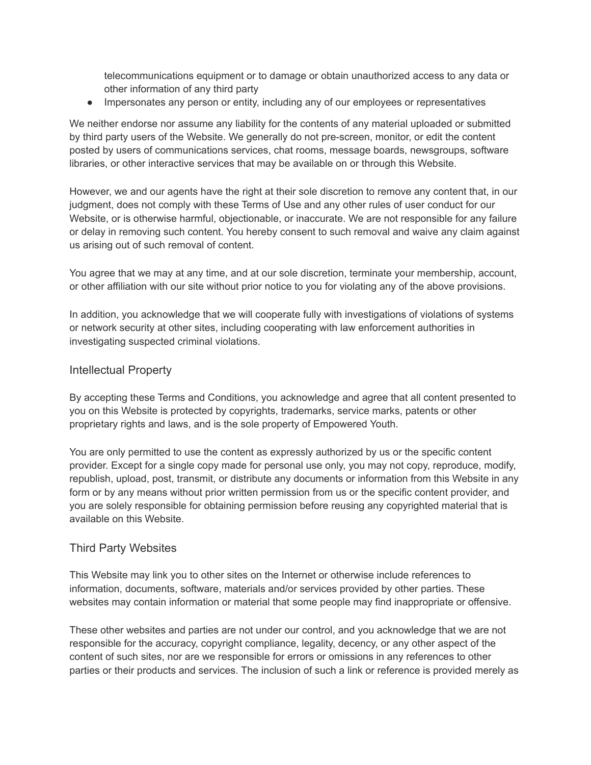telecommunications equipment or to damage or obtain unauthorized access to any data or other information of any third party

- Impersonates any person or entity, including any of our employees or representatives

We neither endorse nor assume any liability for the contents of any material uploaded or submitted by third party users of the Website. We generally do not pre-screen, monitor, or edit the content posted by users of communications services, chat rooms, message boards, newsgroups, software libraries, or other interactive services that may be available on or through this Website.

However, we and our agents have the right at their sole discretion to remove any content that, in our judgment, does not comply with these Terms of Use and any other rules of user conduct for our Website, or is otherwise harmful, objectionable, or inaccurate. We are not responsible for any failure or delay in removing such content. You hereby consent to such removal and waive any claim against us arising out of such removal of content.

You agree that we may at any time, and at our sole discretion, terminate your membership, account, or other affiliation with our site without prior notice to you for violating any of the above provisions.

In addition, you acknowledge that we will cooperate fully with investigations of violations of systems or network security at other sites, including cooperating with law enforcement authorities in investigating suspected criminal violations.

## Intellectual Property

By accepting these Terms and Conditions, you acknowledge and agree that all content presented to you on this Website is protected by copyrights, trademarks, service marks, patents or other proprietary rights and laws, and is the sole property of Empowered Youth.

You are only permitted to use the content as expressly authorized by us or the specific content provider. Except for a single copy made for personal use only, you may not copy, reproduce, modify, republish, upload, post, transmit, or distribute any documents or information from this Website in any form or by any means without prior written permission from us or the specific content provider, and you are solely responsible for obtaining permission before reusing any copyrighted material that is available on this Website.

## Third Party Websites

This Website may link you to other sites on the Internet or otherwise include references to information, documents, software, materials and/or services provided by other parties. These websites may contain information or material that some people may find inappropriate or offensive.

These other websites and parties are not under our control, and you acknowledge that we are not responsible for the accuracy, copyright compliance, legality, decency, or any other aspect of the content of such sites, nor are we responsible for errors or omissions in any references to other parties or their products and services. The inclusion of such a link or reference is provided merely as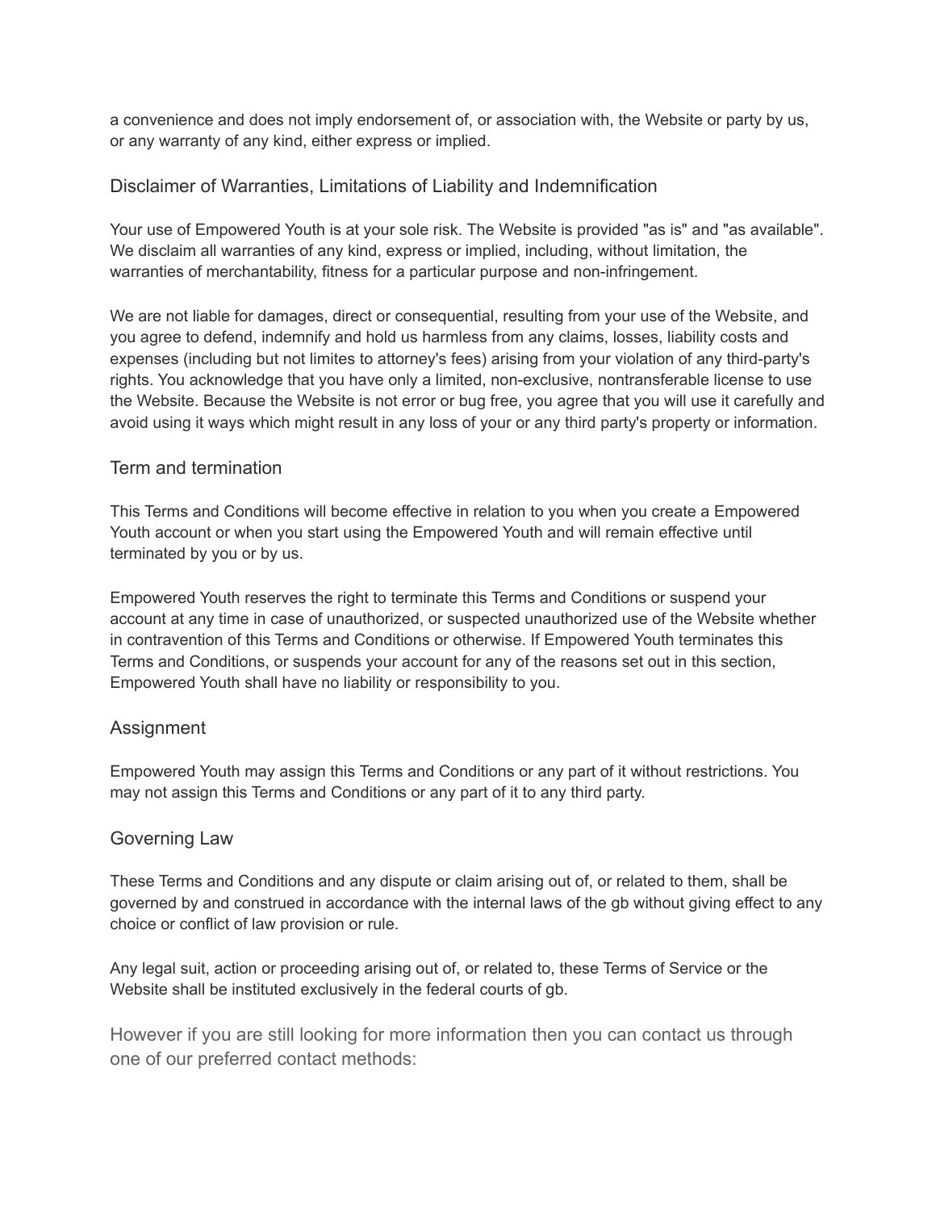a convenience and does not imply endorsement of, or association with, the Website or party by us, or any warranty of any kind, either express or implied.

## Disclaimer of Warranties, Limitations of Liability and Indemnification

Your use of Empowered Youth is at your sole risk. The Website is provided "as is" and "as available". We disclaim all warranties of any kind, express or implied, including, without limitation, the warranties of merchantability, fitness for a particular purpose and non-infringement.

We are not liable for damages, direct or consequential, resulting from your use of the Website, and you agree to defend, indemnify and hold us harmless from any claims, losses, liability costs and expenses (including but not limites to attorney's fees) arising from your violation of any third-party's rights. You acknowledge that you have only a limited, non-exclusive, nontransferable license to use the Website. Because the Website is not error or bug free, you agree that you will use it carefully and avoid using it ways which might result in any loss of your or any third party's property or information.

## Term and termination

This Terms and Conditions will become effective in relation to you when you create a Empowered Youth account or when you start using the Empowered Youth and will remain effective until terminated by you or by us.

Empowered Youth reserves the right to terminate this Terms and Conditions or suspend your account at any time in case of unauthorized, or suspected unauthorized use of the Website whether in contravention of this Terms and Conditions or otherwise. If Empowered Youth terminates this Terms and Conditions, or suspends your account for any of the reasons set out in this section, Empowered Youth shall have no liability or responsibility to you.

## Assignment

Empowered Youth may assign this Terms and Conditions or any part of it without restrictions. You may not assign this Terms and Conditions or any part of it to any third party.

## Governing Law

These Terms and Conditions and any dispute or claim arising out of, or related to them, shall be governed by and construed in accordance with the internal laws of the gb without giving effect to any choice or conflict of law provision or rule.

Any legal suit, action or proceeding arising out of, or related to, these Terms of Service or the Website shall be instituted exclusively in the federal courts of gb.

However if you are still looking for more information then you can contact us through one of our preferred contact methods: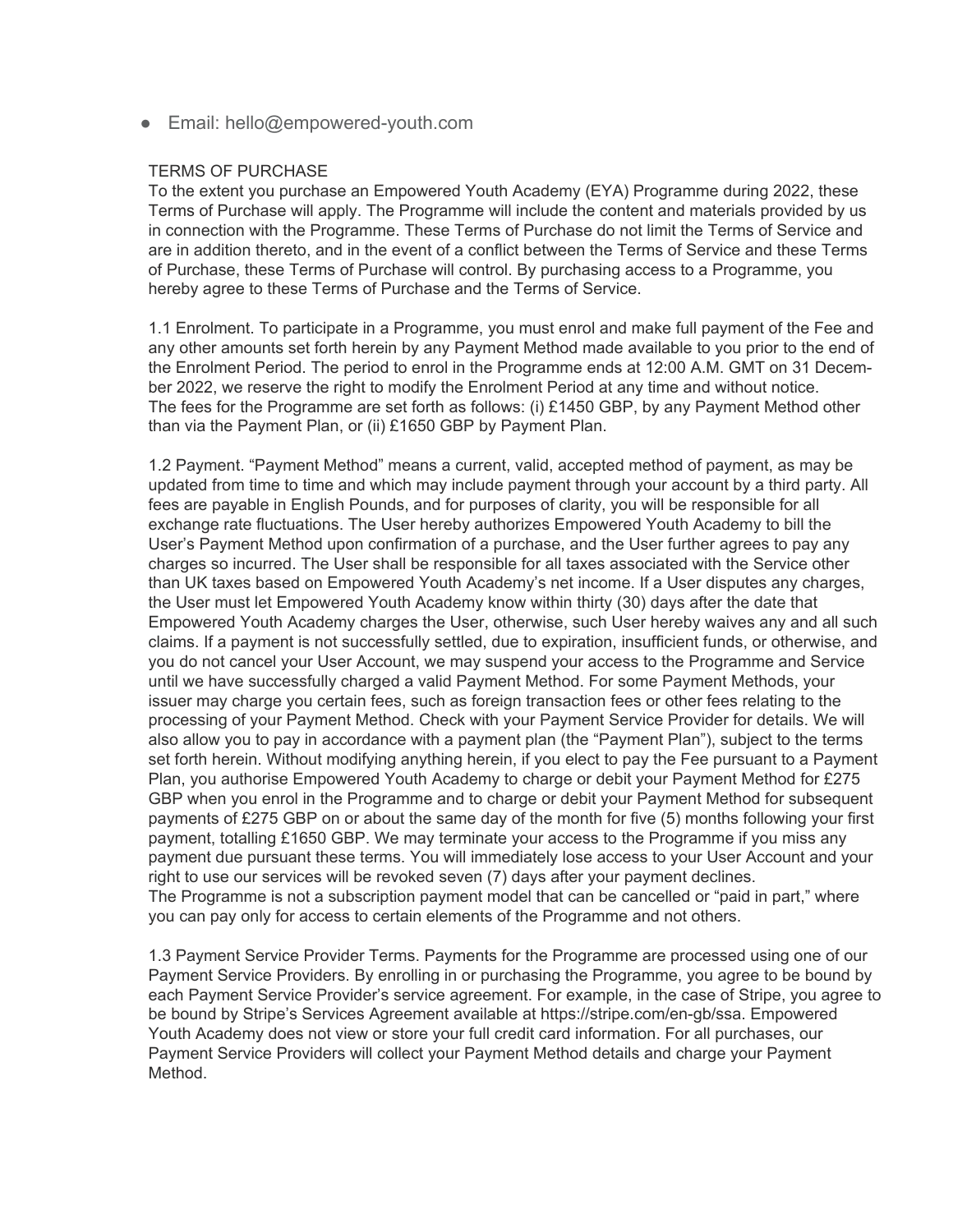- Email: hello@empowered-youth.com

TERMS OF PURCHASE

To the extent you purchase an Empowered Youth Academy (EYA) Programme during 2022, these Terms of Purchase will apply. The Programme will include the content and materials provided by us in connection with the Programme. These Terms of Purchase do not limit the Terms of Service and are in addition thereto, and in the event of a conflict between the Terms of Service and these Terms of Purchase, these Terms of Purchase will control. By purchasing access to a Programme, you hereby agree to these Terms of Purchase and the Terms of Service.

1.1 Enrolment. To participate in a Programme, you must enrol and make full payment of the Fee and any other amounts set forth herein by any Payment Method made available to you prior to the end of the Enrolment Period. The period to enrol in the Programme ends at 12:00 A.M. GMT on 31 December 2022, we reserve the right to modify the Enrolment Period at any time and without notice.
The fees for the Programme are set forth as follows: (i) £1450 GBP, by any Payment Method other than via the Payment Plan, or (ii) £1650 GBP by Payment Plan.

1.2 Payment. "Payment Method" means a current, valid, accepted method of payment, as may be updated from time to time and which may include payment through your account by a third party. All fees are payable in English Pounds, and for purposes of clarity, you will be responsible for all exchange rate fluctuations. The User hereby authorizes Empowered Youth Academy to bill the User's Payment Method upon confirmation of a purchase, and the User further agrees to pay any charges so incurred. The User shall be responsible for all taxes associated with the Service other than UK taxes based on Empowered Youth Academy's net income. If a User disputes any charges, the User must let Empowered Youth Academy know within thirty (30) days after the date that Empowered Youth Academy charges the User, otherwise, such User hereby waives any and all such claims. If a payment is not successfully settled, due to expiration, insufficient funds, or otherwise, and you do not cancel your User Account, we may suspend your access to the Programme and Service until we have successfully charged a valid Payment Method. For some Payment Methods, your issuer may charge you certain fees, such as foreign transaction fees or other fees relating to the processing of your Payment Method. Check with your Payment Service Provider for details. We will also allow you to pay in accordance with a payment plan (the "Payment Plan"), subject to the terms set forth herein. Without modifying anything herein, if you elect to pay the Fee pursuant to a Payment Plan, you authorise Empowered Youth Academy to charge or debit your Payment Method for £275 GBP when you enrol in the Programme and to charge or debit your Payment Method for subsequent payments of £275 GBP on or about the same day of the month for five (5) months following your first payment, totalling £1650 GBP. We may terminate your access to the Programme if you miss any payment due pursuant these terms. You will immediately lose access to your User Account and your right to use our services will be revoked seven (7) days after your payment declines.
The Programme is not a subscription payment model that can be cancelled or "paid in part," where you can pay only for access to certain elements of the Programme and not others.

1.3 Payment Service Provider Terms. Payments for the Programme are processed using one of our Payment Service Providers. By enrolling in or purchasing the Programme, you agree to be bound by each Payment Service Provider's service agreement. For example, in the case of Stripe, you agree to be bound by Stripe's Services Agreement available at https://stripe.com/en-gb/ssa. Empowered Youth Academy does not view or store your full credit card information. For all purchases, our Payment Service Providers will collect your Payment Method details and charge your Payment Method.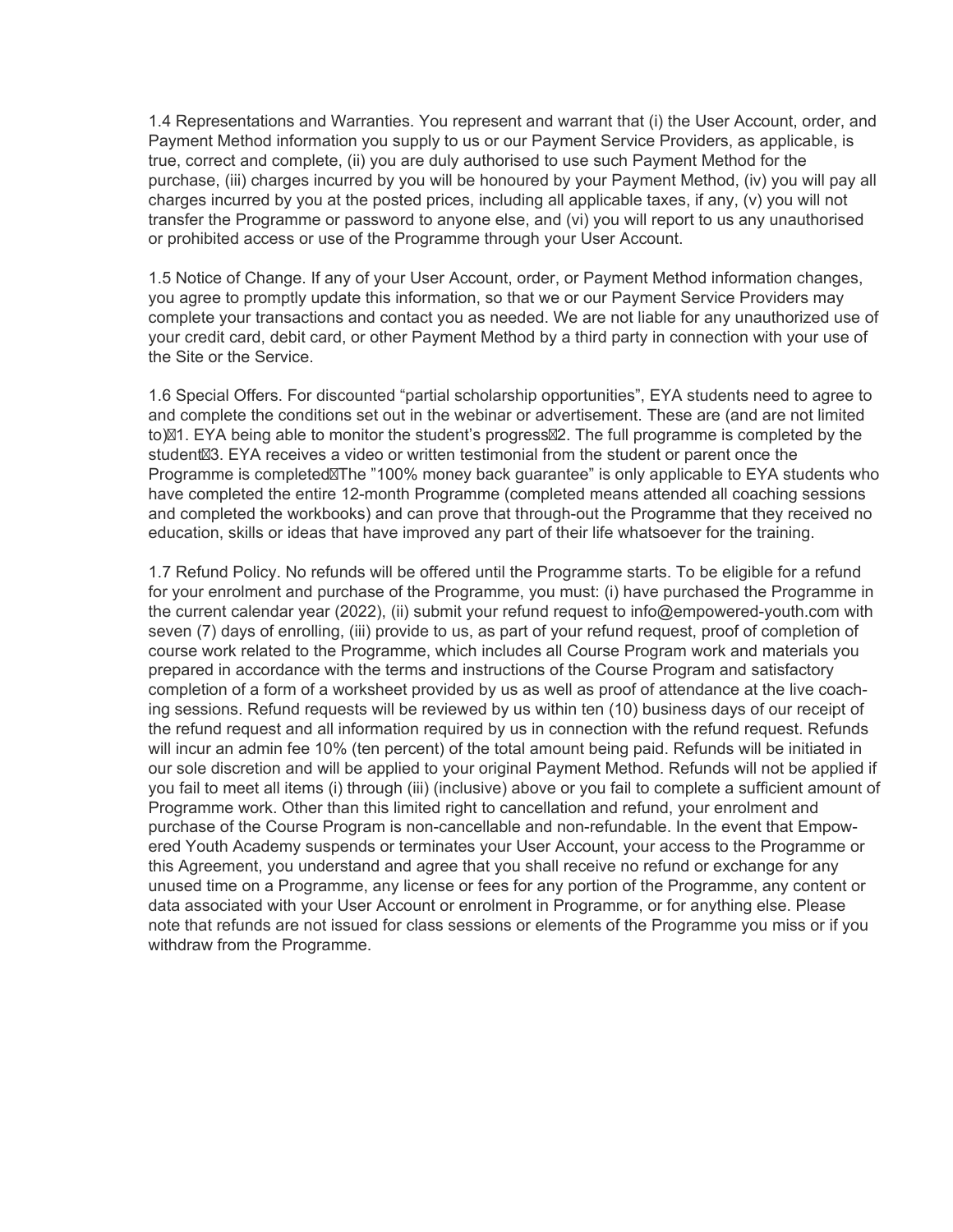1.4 Representations and Warranties. You represent and warrant that (i) the User Account, order, and Payment Method information you supply to us or our Payment Service Providers, as applicable, is true, correct and complete, (ii) you are duly authorised to use such Payment Method for the purchase, (iii) charges incurred by you will be honoured by your Payment Method, (iv) you will pay all charges incurred by you at the posted prices, including all applicable taxes, if any, (v) you will not transfer the Programme or password to anyone else, and (vi) you will report to us any unauthorised or prohibited access or use of the Programme through your User Account.

1.5 Notice of Change. If any of your User Account, order, or Payment Method information changes, you agree to promptly update this information, so that we or our Payment Service Providers may complete your transactions and contact you as needed. We are not liable for any unauthorized use of your credit card, debit card, or other Payment Method by a third party in connection with your use of the Site or the Service.

1.6 Special Offers. For discounted "partial scholarship opportunities", EYA students need to agree to and complete the conditions set out in the webinar or advertisement. These are (and are not limited to) 1. EYA being able to monitor the student's progress 2. The full programme is completed by the student 3. EYA receives a video or written testimonial from the student or parent once the Programme is completed The "100% money back guarantee" is only applicable to EYA students who have completed the entire 12-month Programme (completed means attended all coaching sessions and completed the workbooks) and can prove that through-out the Programme that they received no education, skills or ideas that have improved any part of their life whatsoever for the training.

1.7 Refund Policy. No refunds will be offered until the Programme starts. To be eligible for a refund for your enrolment and purchase of the Programme, you must: (i) have purchased the Programme in the current calendar year (2022), (ii) submit your refund request to info@empowered-youth.com with seven (7) days of enrolling, (iii) provide to us, as part of your refund request, proof of completion of course work related to the Programme, which includes all Course Program work and materials you prepared in accordance with the terms and instructions of the Course Program and satisfactory completion of a form of a worksheet provided by us as well as proof of attendance at the live coaching sessions. Refund requests will be reviewed by us within ten (10) business days of our receipt of the refund request and all information required by us in connection with the refund request. Refunds will incur an admin fee 10% (ten percent) of the total amount being paid. Refunds will be initiated in our sole discretion and will be applied to your original Payment Method. Refunds will not be applied if you fail to meet all items (i) through (iii) (inclusive) above or you fail to complete a sufficient amount of Programme work. Other than this limited right to cancellation and refund, your enrolment and purchase of the Course Program is non-cancellable and non-refundable. In the event that Empowered Youth Academy suspends or terminates your User Account, your access to the Programme or this Agreement, you understand and agree that you shall receive no refund or exchange for any unused time on a Programme, any license or fees for any portion of the Programme, any content or data associated with your User Account or enrolment in Programme, or for anything else. Please note that refunds are not issued for class sessions or elements of the Programme you miss or if you withdraw from the Programme.